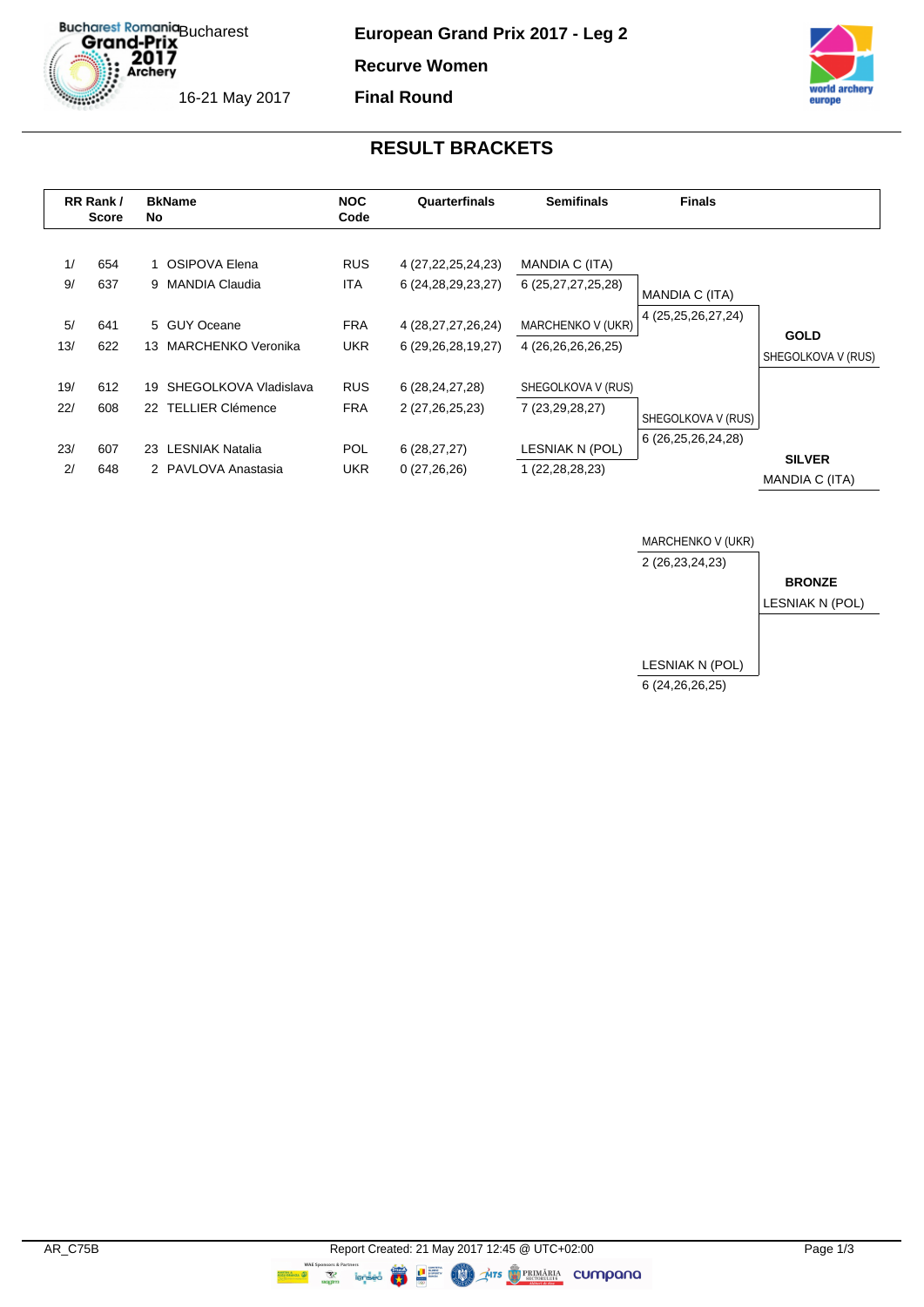# European Grand Prix 2017 - Leg 2

**Recurve Women**

**Final Round**

Bucharest

16-21 May 2017

## RESULT BRACKETS

| RR Rank / Score | | BkName No | | NOC Code | Quarterfinals | Semifinals | Finals | |
|---|---|---|---|---|---|---|---|---|
| 1/ | 654 | 1 | OSIPOVA Elena | RUS | 4 (27,22,25,24,23) | MANDIA C (ITA) | | |
| 9/ | 637 | 9 | MANDIA Claudia | ITA | 6 (24,28,29,23,27) | 6 (25,27,27,25,28) | MANDIA C (ITA) | |
| | | | | | | | 4 (25,25,26,27,24) | |
| 5/ | 641 | 5 | GUY Oceane | FRA | 4 (28,27,27,26,24) | MARCHENKO V (UKR) | | **GOLD** |
| 13/ | 622 | 13 | MARCHENKO Veronika | UKR | 6 (29,26,28,19,27) | 4 (26,26,26,26,25) | | SHEGOLKOVA V (RUS) |
| 19/ | 612 | 19 | SHEGOLKOVA Vladislava | RUS | 6 (28,24,27,28) | SHEGOLKOVA V (RUS) | | |
| 22/ | 608 | 22 | TELLIER Clémence | FRA | 2 (27,26,25,23) | 7 (23,29,28,27) | SHEGOLKOVA V (RUS) | |
| | | | | | | | 6 (26,25,26,24,28) | |
| 23/ | 607 | 23 | LESNIAK Natalia | POL | 6 (28,27,27) | LESNIAK N (POL) | | **SILVER** |
| 2/ | 648 | 2 | PAVLOVA Anastasia | UKR | 0 (27,26,26) | 1 (22,28,28,23) | | MANDIA C (ITA) |

| Bronze Match | |
|---|---|
| MARCHENKO V (UKR) | |
| 2 (26,23,24,23) | **BRONZE** |
| | LESNIAK N (POL) |
| LESNIAK N (POL) | |
| 6 (24,26,26,25) | |

AR_C75B

Report Created: 21 May 2017 12:45 @ UTC+02:00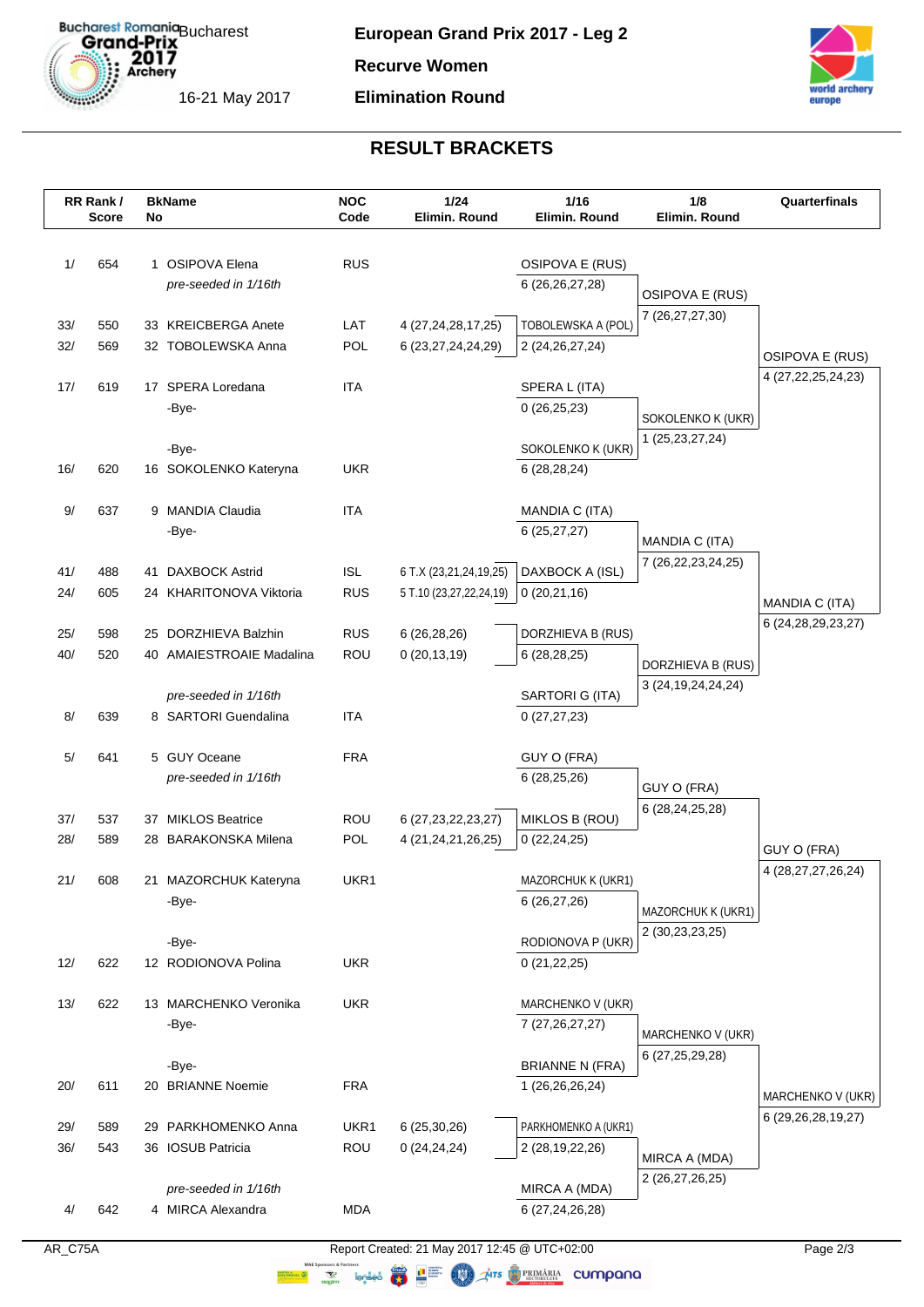# European Grand Prix 2017 - Leg 2

**Recurve Women**

**Elimination Round**

Bucharest

16-21 May 2017

## RESULT BRACKETS

| RR Rank / Score | | BkName No | | NOC Code | 1/24 Elimin. Round | 1/16 Elimin. Round | 1/8 Elimin. Round | Quarterfinals |
|---|---|---|---|---|---|---|---|---|
| 1/ | 654 | 1 | OSIPOVA Elena | RUS | | OSIPOVA E (RUS) | | |
| | | | *pre-seeded in 1/16th* | | | 6 (26,26,27,28) | OSIPOVA E (RUS) | |
| | | | | | | | 7 (26,27,27,30) | |
| 33/ | 550 | 33 | KREICBERGA Anete | LAT | 4 (27,24,28,17,25) | TOBOLEWSKA A (POL) | | |
| 32/ | 569 | 32 | TOBOLEWSKA Anna | POL | 6 (23,27,24,24,29) | 2 (24,26,27,24) | | OSIPOVA E (RUS) |
| | | | | | | | | 4 (27,22,25,24,23) |
| 17/ | 619 | 17 | SPERA Loredana | ITA | | SPERA L (ITA) | | |
| | | | -Bye- | | | 0 (26,25,23) | SOKOLENKO K (UKR) | |
| | | | | | | | 1 (25,23,27,24) | |
| | | | -Bye- | | | SOKOLENKO K (UKR) | | |
| 16/ | 620 | 16 | SOKOLENKO Kateryna | UKR | | 6 (28,28,24) | | |
| 9/ | 637 | 9 | MANDIA Claudia | ITA | | MANDIA C (ITA) | | |
| | | | -Bye- | | | 6 (25,27,27) | MANDIA C (ITA) | |
| | | | | | | | 7 (26,22,23,24,25) | |
| 41/ | 488 | 41 | DAXBOCK Astrid | ISL | 6 T.X (23,21,24,19,25) | DAXBOCK A (ISL) | | |
| 24/ | 605 | 24 | KHARITONOVA Viktoria | RUS | 5 T.10 (23,27,22,24,19) | 0 (20,21,16) | | MANDIA C (ITA) |
| | | | | | | | | 6 (24,28,29,23,27) |
| 25/ | 598 | 25 | DORZHIEVA Balzhin | RUS | 6 (26,28,26) | DORZHIEVA B (RUS) | | |
| 40/ | 520 | 40 | AMAIESTROAIE Madalina | ROU | 0 (20,13,19) | 6 (28,28,25) | DORZHIEVA B (RUS) | |
| | | | | | | | 3 (24,19,24,24,24) | |
| | | | *pre-seeded in 1/16th* | | | SARTORI G (ITA) | | |
| 8/ | 639 | 8 | SARTORI Guendalina | ITA | | 0 (27,27,23) | | |
| 5/ | 641 | 5 | GUY Oceane | FRA | | GUY O (FRA) | | |
| | | | *pre-seeded in 1/16th* | | | 6 (28,25,26) | GUY O (FRA) | |
| | | | | | | | 6 (28,24,25,28) | |
| 37/ | 537 | 37 | MIKLOS Beatrice | ROU | 6 (27,23,22,23,27) | MIKLOS B (ROU) | | |
| 28/ | 589 | 28 | BARAKONSKA Milena | POL | 4 (21,24,21,26,25) | 0 (22,24,25) | | GUY O (FRA) |
| | | | | | | | | 4 (28,27,27,26,24) |
| 21/ | 608 | 21 | MAZORCHUK Kateryna | UKR1 | | MAZORCHUK K (UKR1) | | |
| | | | -Bye- | | | 6 (26,27,26) | MAZORCHUK K (UKR1) | |
| | | | | | | | 2 (30,23,23,25) | |
| | | | -Bye- | | | RODIONOVA P (UKR) | | |
| 12/ | 622 | 12 | RODIONOVA Polina | UKR | | 0 (21,22,25) | | |
| 13/ | 622 | 13 | MARCHENKO Veronika | UKR | | MARCHENKO V (UKR) | | |
| | | | -Bye- | | | 7 (27,26,27,27) | MARCHENKO V (UKR) | |
| | | | | | | | 6 (27,25,29,28) | |
| | | | -Bye- | | | BRIANNE N (FRA) | | |
| 20/ | 611 | 20 | BRIANNE Noemie | FRA | | 1 (26,26,26,24) | | MARCHENKO V (UKR) |
| | | | | | | | | 6 (29,26,28,19,27) |
| 29/ | 589 | 29 | PARKHOMENKO Anna | UKR1 | 6 (25,30,26) | PARKHOMENKO A (UKR1) | | |
| 36/ | 543 | 36 | IOSUB Patricia | ROU | 0 (24,24,24) | 2 (28,19,22,26) | MIRCA A (MDA) | |
| | | | | | | | 2 (26,27,26,25) | |
| | | | *pre-seeded in 1/16th* | | | MIRCA A (MDA) | | |
| 4/ | 642 | 4 | MIRCA Alexandra | MDA | | 6 (27,24,26,28) | | |

AR_C75A

Report Created: 21 May 2017 12:45 @ UTC+02:00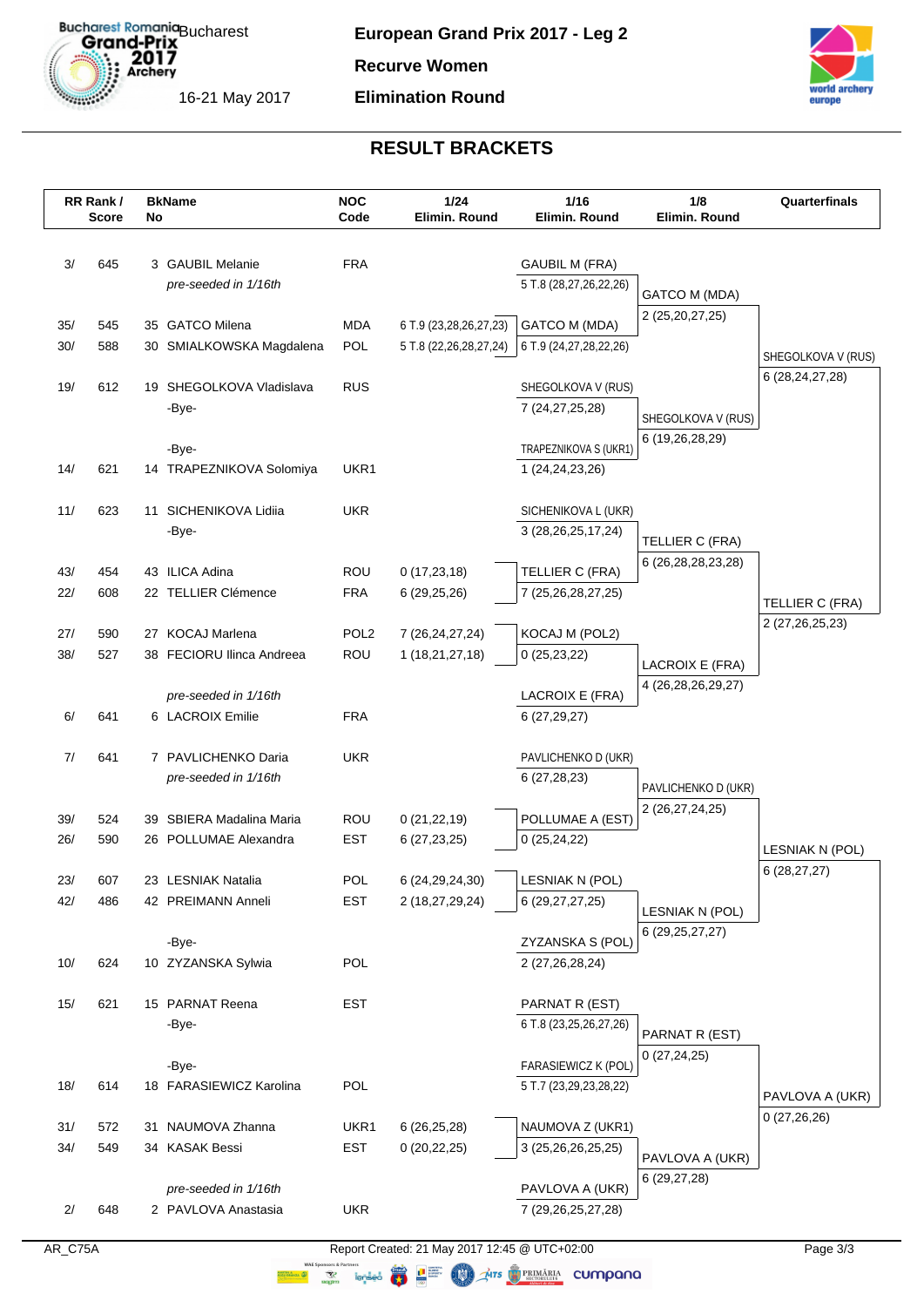# European Grand Prix 2017 - Leg 2

**Recurve Women**

**Elimination Round**

Bucharest

16-21 May 2017

## RESULT BRACKETS

| RR Rank / Score | | BkName No | | NOC Code | 1/24 Elimin. Round | 1/16 Elimin. Round | 1/8 Elimin. Round | Quarterfinals |
|---|---|---|---|---|---|---|---|---|
| 3/ | 645 | 3 | GAUBIL Melanie | FRA | | GAUBIL M (FRA) | | |
| | | | *pre-seeded in 1/16th* | | | 5 T.8 (28,27,26,22,26) | GATCO M (MDA) | |
| | | | | | | | 2 (25,20,27,25) | |
| 35/ | 545 | 35 | GATCO Milena | MDA | 6 T.9 (23,28,26,27,23) | GATCO M (MDA) | | |
| 30/ | 588 | 30 | SMIALKOWSKA Magdalena | POL | 5 T.8 (22,26,28,27,24) | 6 T.9 (24,27,28,22,26) | | SHEGOLKOVA V (RUS) |
| | | | | | | | | 6 (28,24,27,28) |
| 19/ | 612 | 19 | SHEGOLKOVA Vladislava | RUS | | SHEGOLKOVA V (RUS) | | |
| | | | -Bye- | | | 7 (24,27,25,28) | SHEGOLKOVA V (RUS) | |
| | | | | | | | 6 (19,26,28,29) | |
| | | | -Bye- | | | TRAPEZNIKOVA S (UKR1) | | |
| 14/ | 621 | 14 | TRAPEZNIKOVA Solomiya | UKR1 | | 1 (24,24,23,26) | | |
| 11/ | 623 | 11 | SICHENIKOVA Lidiia | UKR | | SICHENIKOVA L (UKR) | | |
| | | | -Bye- | | | 3 (28,26,25,17,24) | TELLIER C (FRA) | |
| | | | | | | | 6 (26,28,28,23,28) | |
| 43/ | 454 | 43 | ILICA Adina | ROU | 0 (17,23,18) | TELLIER C (FRA) | | |
| 22/ | 608 | 22 | TELLIER Clémence | FRA | 6 (29,25,26) | 7 (25,26,28,27,25) | | TELLIER C (FRA) |
| | | | | | | | | 2 (27,26,25,23) |
| 27/ | 590 | 27 | KOCAJ Marlena | POL2 | 7 (26,24,27,24) | KOCAJ M (POL2) | | |
| 38/ | 527 | 38 | FECIORU Ilinca Andreea | ROU | 1 (18,21,27,18) | 0 (25,23,22) | LACROIX E (FRA) | |
| | | | | | | | 4 (26,28,26,29,27) | |
| | | | *pre-seeded in 1/16th* | | | LACROIX E (FRA) | | |
| 6/ | 641 | 6 | LACROIX Emilie | FRA | | 6 (27,29,27) | | |
| 7/ | 641 | 7 | PAVLICHENKO Daria | UKR | | PAVLICHENKO D (UKR) | | |
| | | | *pre-seeded in 1/16th* | | | 6 (27,28,23) | PAVLICHENKO D (UKR) | |
| | | | | | | | 2 (26,27,24,25) | |
| 39/ | 524 | 39 | SBIERA Madalina Maria | ROU | 0 (21,22,19) | POLLUMAE A (EST) | | |
| 26/ | 590 | 26 | POLLUMAE Alexandra | EST | 6 (27,23,25) | 0 (25,24,22) | | LESNIAK N (POL) |
| | | | | | | | | 6 (28,27,27) |
| 23/ | 607 | 23 | LESNIAK Natalia | POL | 6 (24,29,24,30) | LESNIAK N (POL) | | |
| 42/ | 486 | 42 | PREIMANN Anneli | EST | 2 (18,27,29,24) | 6 (29,27,27,25) | LESNIAK N (POL) | |
| | | | | | | | 6 (29,25,27,27) | |
| | | | -Bye- | | | ZYZANSKA S (POL) | | |
| 10/ | 624 | 10 | ZYZANSKA Sylwia | POL | | 2 (27,26,28,24) | | |
| 15/ | 621 | 15 | PARNAT Reena | EST | | PARNAT R (EST) | | |
| | | | -Bye- | | | 6 T.8 (23,25,26,27,26) | PARNAT R (EST) | |
| | | | | | | | 0 (27,24,25) | |
| | | | -Bye- | | | FARASIEWICZ K (POL) | | |
| 18/ | 614 | 18 | FARASIEWICZ Karolina | POL | | 5 T.7 (23,29,23,28,22) | | PAVLOVA A (UKR) |
| | | | | | | | | 0 (27,26,26) |
| 31/ | 572 | 31 | NAUMOVA Zhanna | UKR1 | 6 (26,25,28) | NAUMOVA Z (UKR1) | | |
| 34/ | 549 | 34 | KASAK Bessi | EST | 0 (20,22,25) | 3 (25,26,26,25,25) | PAVLOVA A (UKR) | |
| | | | | | | | 6 (29,27,28) | |
| | | | *pre-seeded in 1/16th* | | | PAVLOVA A (UKR) | | |
| 2/ | 648 | 2 | PAVLOVA Anastasia | UKR | | 7 (29,26,25,27,28) | | |

AR_C75A

Report Created: 21 May 2017 12:45 @ UTC+02:00